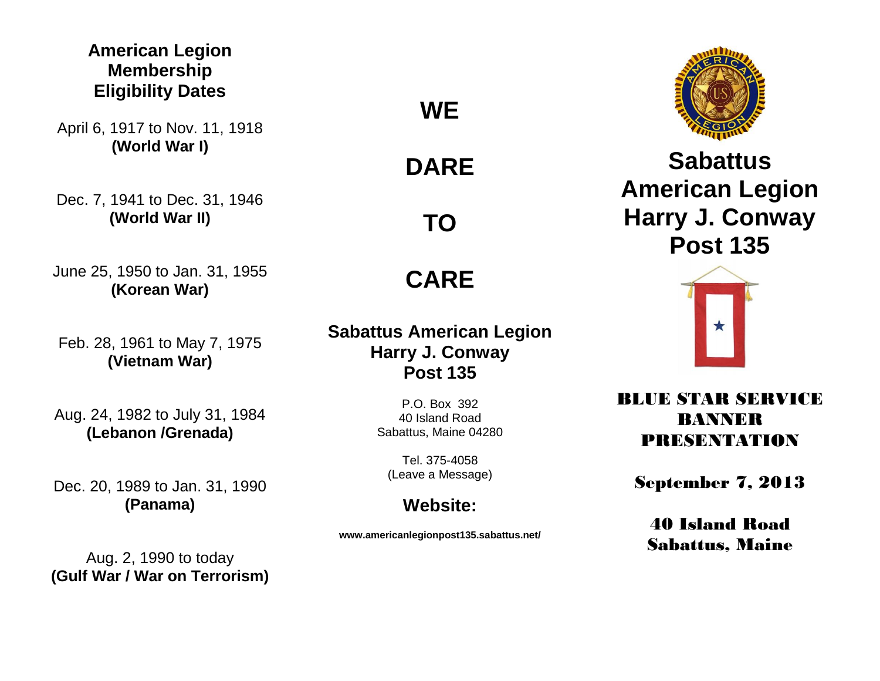## American Legion Membership Eligibility Dates

April 6, 1917 to Nov. 11, 1918
**(World War I)**

Dec. 7, 1941 to Dec. 31, 1946
**(World War II)**

June 25, 1950 to Jan. 31, 1955
**(Korean War)**

Feb. 28, 1961 to May 7, 1975
**(Vietnam War)**

Aug. 24, 1982 to July 31, 1984
**(Lebanon /Grenada)**

Dec. 20, 1989 to Jan. 31, 1990
**(Panama)**

Aug. 2, 1990 to today
**(Gulf War / War on Terrorism)**

# WE

# DARE

# TO

# CARE

**Sabattus American Legion**
**Harry J. Conway**
**Post 135**

P.O. Box 392
40 Island Road
Sabattus, Maine 04280

Tel. 375-4058
(Leave a Message)

**Website:**

**www.americanlegionpost135.sabattus.net/**

# Sabattus American Legion Harry J. Conway Post 135

## BLUE STAR SERVICE BANNER PRESENTATION

**September 7, 2013**

**40 Island Road**
**Sabattus, Maine**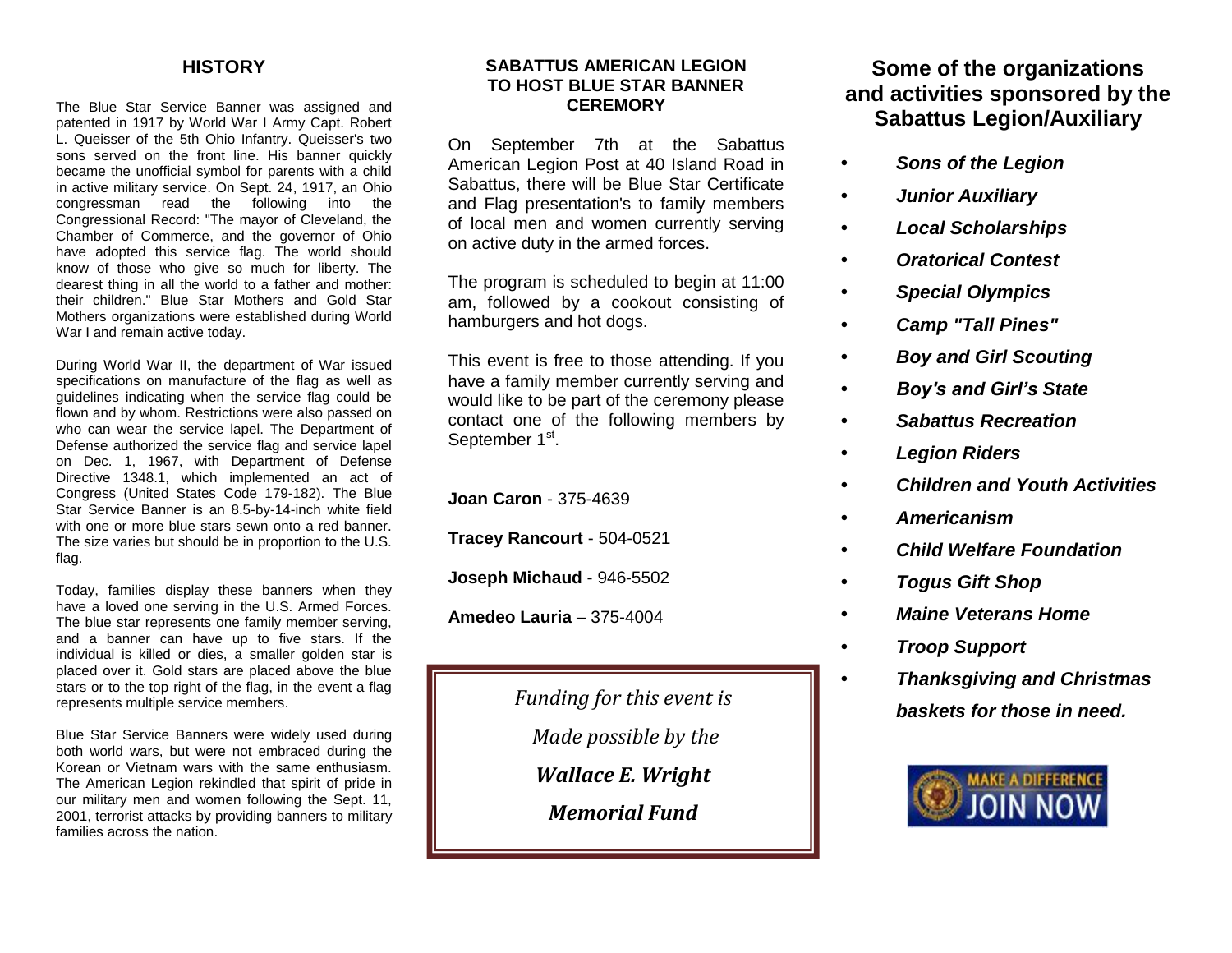## HISTORY

The Blue Star Service Banner was assigned and patented in 1917 by World War I Army Capt. Robert L. Queisser of the 5th Ohio Infantry. Queisser's two sons served on the front line. His banner quickly became the unofficial symbol for parents with a child in active military service. On Sept. 24, 1917, an Ohio congressman read the following into the Congressional Record: "The mayor of Cleveland, the Chamber of Commerce, and the governor of Ohio have adopted this service flag. The world should know of those who give so much for liberty. The dearest thing in all the world to a father and mother: their children." Blue Star Mothers and Gold Star Mothers organizations were established during World War I and remain active today.

During World War II, the department of War issued specifications on manufacture of the flag as well as guidelines indicating when the service flag could be flown and by whom. Restrictions were also passed on who can wear the service lapel. The Department of Defense authorized the service flag and service lapel on Dec. 1, 1967, with Department of Defense Directive 1348.1, which implemented an act of Congress (United States Code 179-182). The Blue Star Service Banner is an 8.5-by-14-inch white field with one or more blue stars sewn onto a red banner. The size varies but should be in proportion to the U.S. flag.

Today, families display these banners when they have a loved one serving in the U.S. Armed Forces. The blue star represents one family member serving, and a banner can have up to five stars. If the individual is killed or dies, a smaller golden star is placed over it. Gold stars are placed above the blue stars or to the top right of the flag, in the event a flag represents multiple service members.

Blue Star Service Banners were widely used during both world wars, but were not embraced during the Korean or Vietnam wars with the same enthusiasm. The American Legion rekindled that spirit of pride in our military men and women following the Sept. 11, 2001, terrorist attacks by providing banners to military families across the nation.

## SABATTUS AMERICAN LEGION TO HOST BLUE STAR BANNER CEREMORY

On September 7th at the Sabattus American Legion Post at 40 Island Road in Sabattus, there will be Blue Star Certificate and Flag presentation's to family members of local men and women currently serving on active duty in the armed forces.

The program is scheduled to begin at 11:00 am, followed by a cookout consisting of hamburgers and hot dogs.

This event is free to those attending. If you have a family member currently serving and would like to be part of the ceremony please contact one of the following members by September 1st.

**Joan Caron** - 375-4639

**Tracey Rancourt** - 504-0521

**Joseph Michaud** - 946-5502

**Amedeo Lauria** – 375-4004

*Funding for this event is*

*Made possible by the*

***Wallace E. Wright***

***Memorial Fund***

## Some of the organizations and activities sponsored by the Sabattus Legion/Auxiliary

- ***Sons of the Legion***
- ***Junior Auxiliary***
- ***Local Scholarships***
- ***Oratorical Contest***
- ***Special Olympics***
- ***Camp "Tall Pines"***
- ***Boy and Girl Scouting***
- ***Boy's and Girl's State***
- ***Sabattus Recreation***
- ***Legion Riders***
- ***Children and Youth Activities***
- ***Americanism***
- ***Child Welfare Foundation***
- ***Togus Gift Shop***
- ***Maine Veterans Home***
- ***Troop Support***
- ***Thanksgiving and Christmas baskets for those in need.***

MAKE A DIFFERENCE
JOIN NOW